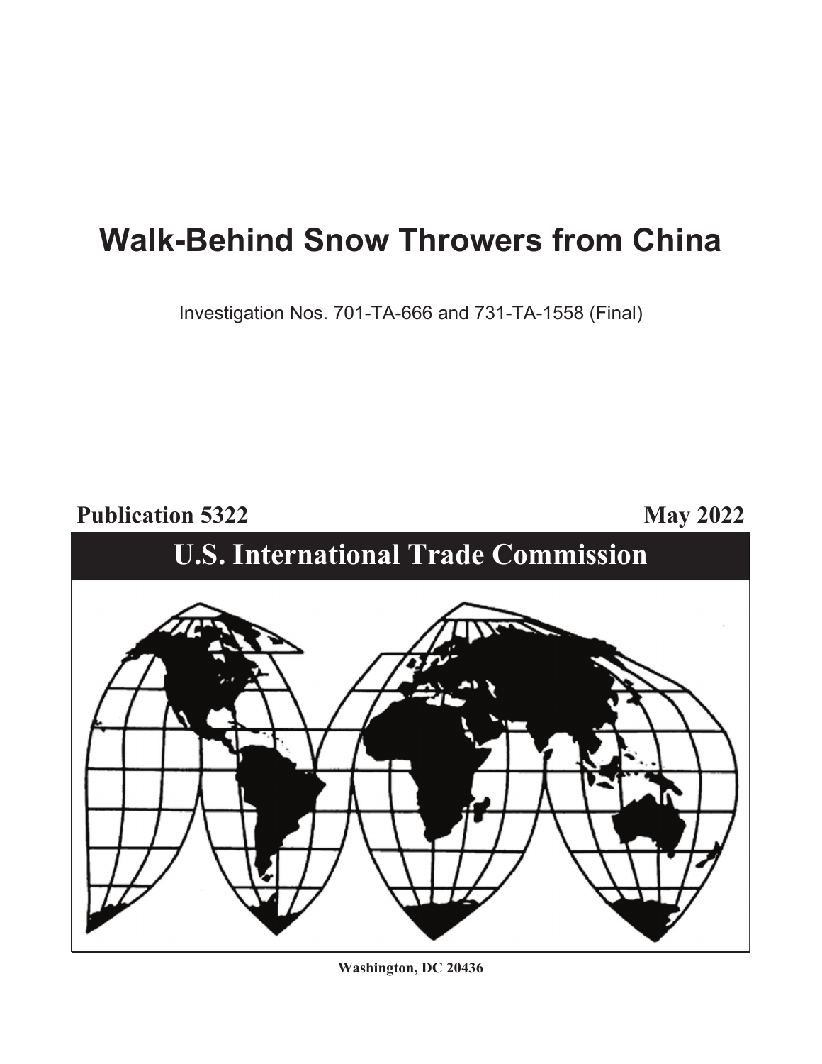# Walk-Behind Snow Throwers from China

Investigation Nos. 701-TA-666 and 731-TA-1558 (Final)

**Publication 5322** **May 2022**

## U.S. International Trade Commission

**Washington, DC 20436**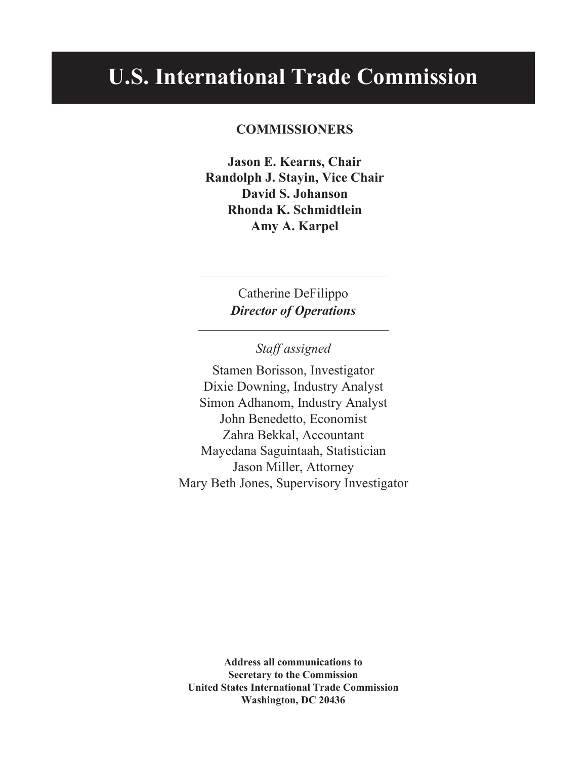# U.S. International Trade Commission

**COMMISSIONERS**

**Jason E. Kearns, Chair**
**Randolph J. Stayin, Vice Chair**
**David S. Johanson**
**Rhonda K. Schmidtlein**
**Amy A. Karpel**

---

Catherine DeFilippo
***Director of Operations***

---

*Staff assigned*

Stamen Borisson, Investigator
Dixie Downing, Industry Analyst
Simon Adhanom, Industry Analyst
John Benedetto, Economist
Zahra Bekkal, Accountant
Mayedana Saguintaah, Statistician
Jason Miller, Attorney
Mary Beth Jones, Supervisory Investigator

**Address all communications to**
**Secretary to the Commission**
**United States International Trade Commission**
**Washington, DC 20436**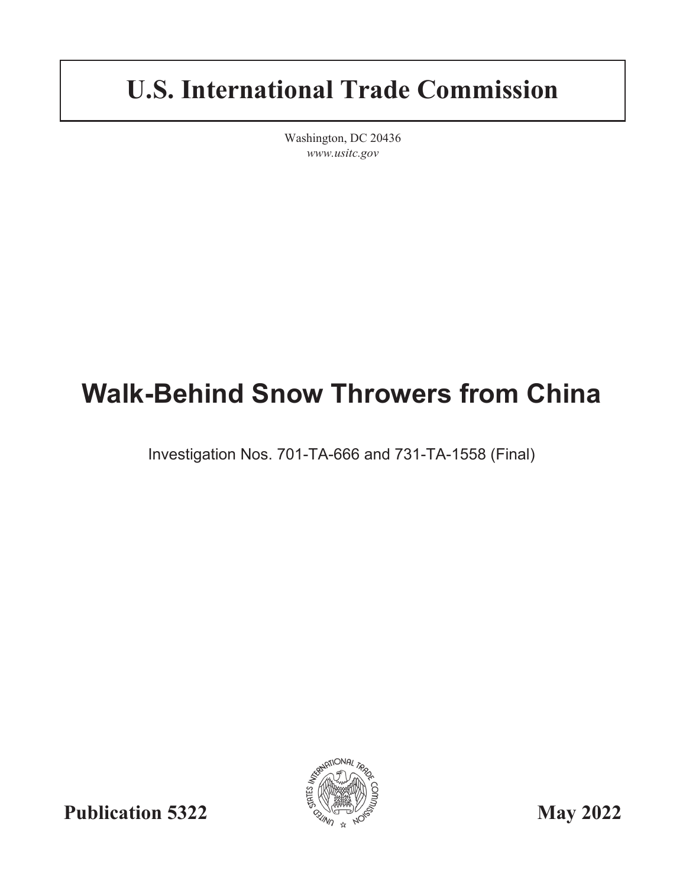# U.S. International Trade Commission

Washington, DC 20436
*www.usitc.gov*

# Walk-Behind Snow Throwers from China

Investigation Nos. 701-TA-666 and 731-TA-1558 (Final)

**Publication 5322** **May 2022**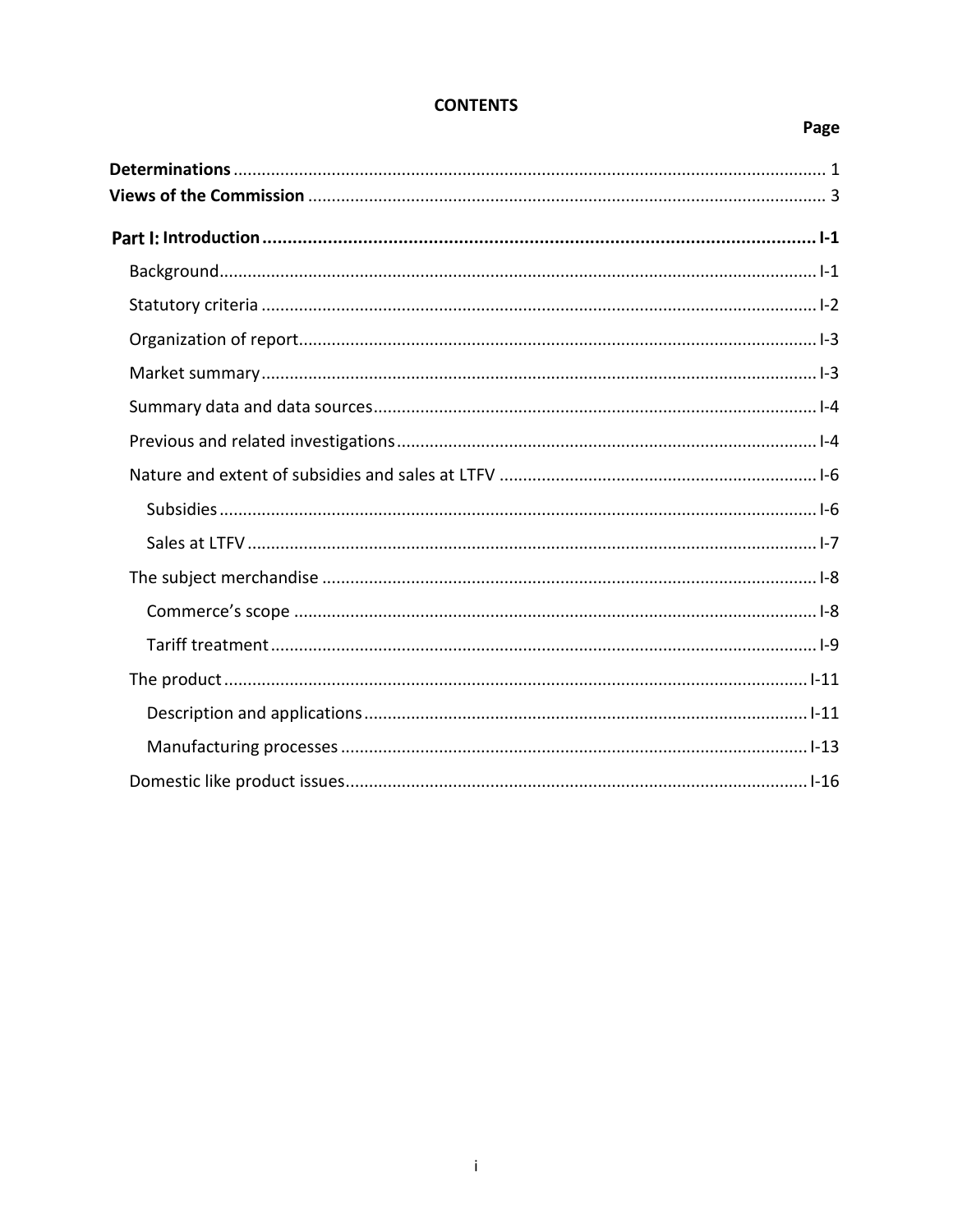**CONTENTS**

| | Page |
|---|---|
| **Determinations** | 1 |
| **Views of the Commission** | 3 |
| **Part I: Introduction** | **I-1** |
| Background | I-1 |
| Statutory criteria | I-2 |
| Organization of report | I-3 |
| Market summary | I-3 |
| Summary data and data sources | I-4 |
| Previous and related investigations | I-4 |
| Nature and extent of subsidies and sales at LTFV | I-6 |
| Subsidies | I-6 |
| Sales at LTFV | I-7 |
| The subject merchandise | I-8 |
| Commerce's scope | I-8 |
| Tariff treatment | I-9 |
| The product | I-11 |
| Description and applications | I-11 |
| Manufacturing processes | I-13 |
| Domestic like product issues | I-16 |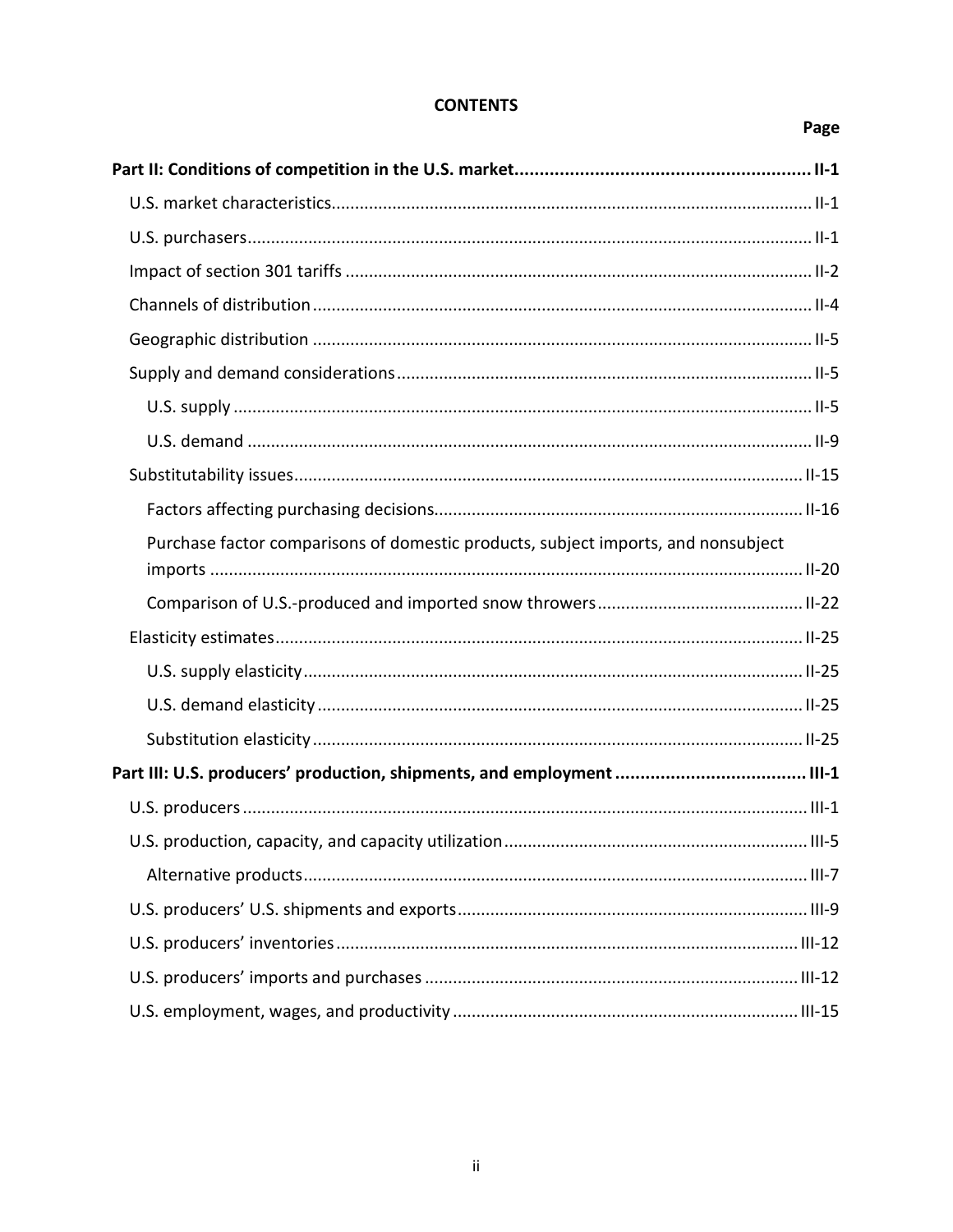**CONTENTS**

| | Page |
|---|---|
| **Part II: Conditions of competition in the U.S. market** | **II-1** |
| U.S. market characteristics | II-1 |
| U.S. purchasers | II-1 |
| Impact of section 301 tariffs | II-2 |
| Channels of distribution | II-4 |
| Geographic distribution | II-5 |
| Supply and demand considerations | II-5 |
| U.S. supply | II-5 |
| U.S. demand | II-9 |
| Substitutability issues | II-15 |
| Factors affecting purchasing decisions | II-16 |
| Purchase factor comparisons of domestic products, subject imports, and nonsubject imports | II-20 |
| Comparison of U.S.-produced and imported snow throwers | II-22 |
| Elasticity estimates | II-25 |
| U.S. supply elasticity | II-25 |
| U.S. demand elasticity | II-25 |
| Substitution elasticity | II-25 |
| **Part III: U.S. producers' production, shipments, and employment** | **III-1** |
| U.S. producers | III-1 |
| U.S. production, capacity, and capacity utilization | III-5 |
| Alternative products | III-7 |
| U.S. producers' U.S. shipments and exports | III-9 |
| U.S. producers' inventories | III-12 |
| U.S. producers' imports and purchases | III-12 |
| U.S. employment, wages, and productivity | III-15 |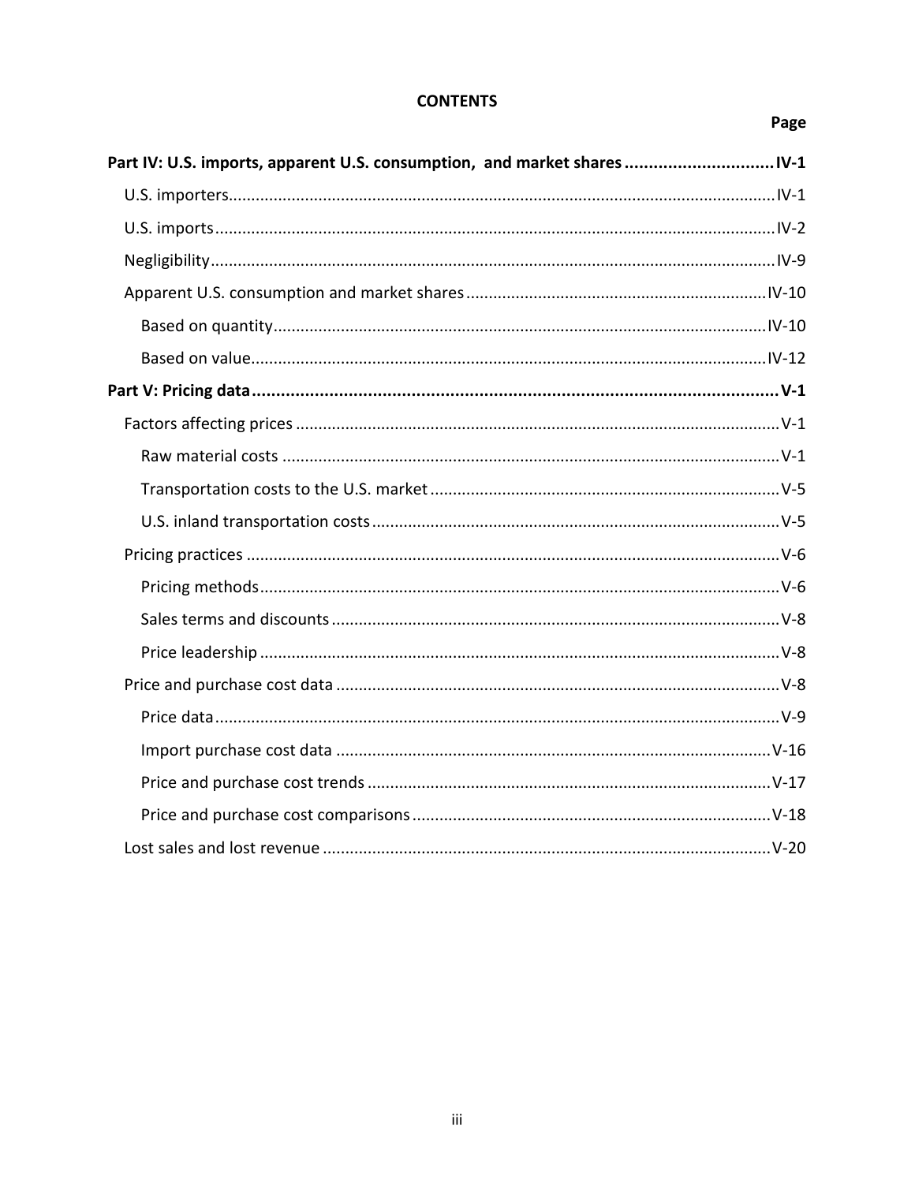**CONTENTS**

| | Page |
|---|---|
| **Part IV: U.S. imports, apparent U.S. consumption, and market shares** | **IV-1** |
| U.S. importers | IV-1 |
| U.S. imports | IV-2 |
| Negligibility | IV-9 |
| Apparent U.S. consumption and market shares | IV-10 |
| Based on quantity | IV-10 |
| Based on value | IV-12 |
| **Part V: Pricing data** | **V-1** |
| Factors affecting prices | V-1 |
| Raw material costs | V-1 |
| Transportation costs to the U.S. market | V-5 |
| U.S. inland transportation costs | V-5 |
| Pricing practices | V-6 |
| Pricing methods | V-6 |
| Sales terms and discounts | V-8 |
| Price leadership | V-8 |
| Price and purchase cost data | V-8 |
| Price data | V-9 |
| Import purchase cost data | V-16 |
| Price and purchase cost trends | V-17 |
| Price and purchase cost comparisons | V-18 |
| Lost sales and lost revenue | V-20 |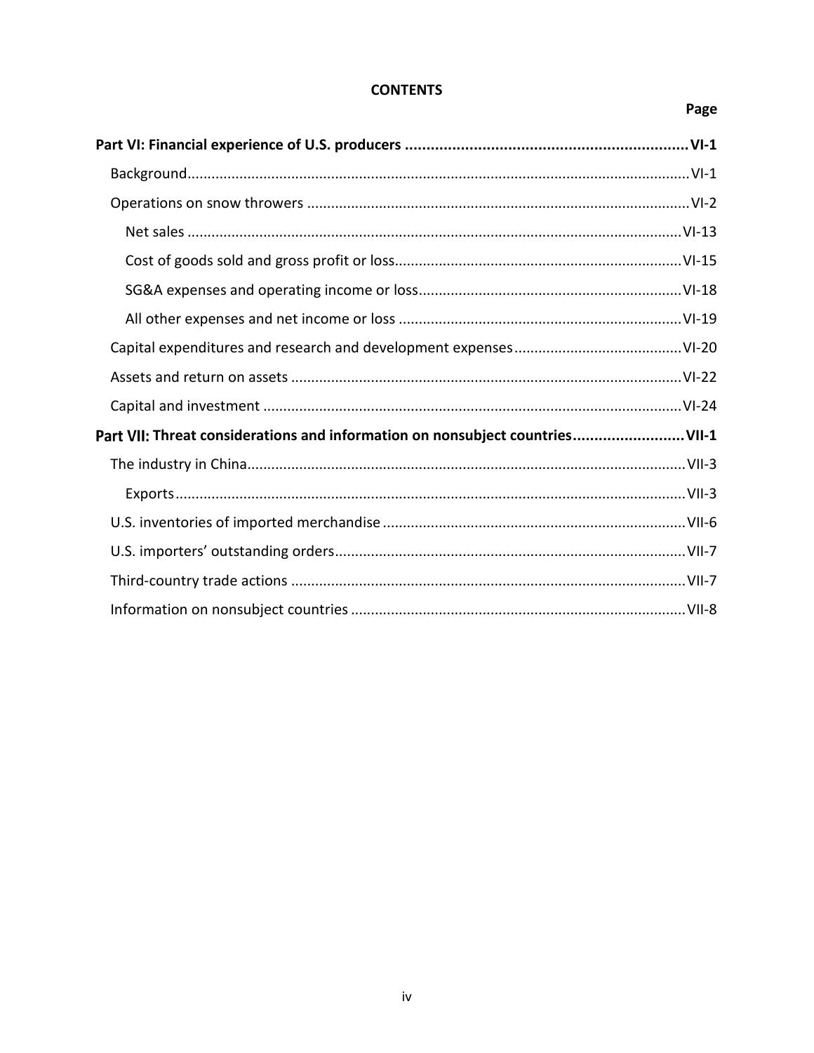**CONTENTS**

| | Page |
|---|---|
| **Part VI: Financial experience of U.S. producers** | **VI-1** |
| Background | VI-1 |
| Operations on snow throwers | VI-2 |
| Net sales | VI-13 |
| Cost of goods sold and gross profit or loss | VI-15 |
| SG&A expenses and operating income or loss | VI-18 |
| All other expenses and net income or loss | VI-19 |
| Capital expenditures and research and development expenses | VI-20 |
| Assets and return on assets | VI-22 |
| Capital and investment | VI-24 |
| **Part VII: Threat considerations and information on nonsubject countries** | **VII-1** |
| The industry in China | VII-3 |
| Exports | VII-3 |
| U.S. inventories of imported merchandise | VII-6 |
| U.S. importers' outstanding orders | VII-7 |
| Third-country trade actions | VII-7 |
| Information on nonsubject countries | VII-8 |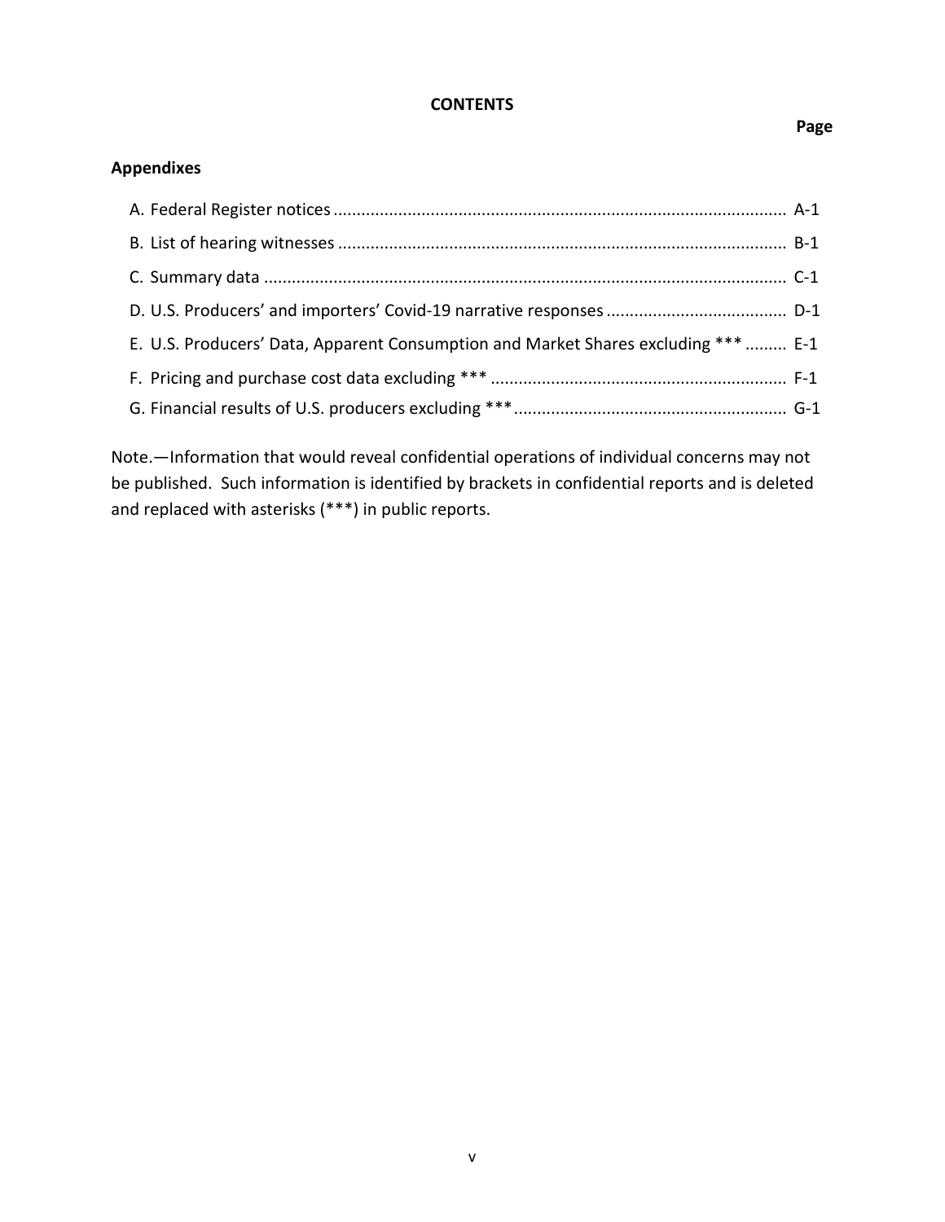**CONTENTS**

**Page**

**Appendixes**

A. Federal Register notices ........................................................................................ A-1

B. List of hearing witnesses ........................................................................................ B-1

C. Summary data ........................................................................................................ C-1

D. U.S. Producers' and importers' Covid-19 narrative responses ....................................... D-1

E. U.S. Producers' Data, Apparent Consumption and Market Shares excluding *** ......... E-1

F. Pricing and purchase cost data excluding *** ............................................................... F-1

G. Financial results of U.S. producers excluding *** .......................................................... G-1

Note.—Information that would reveal confidential operations of individual concerns may not be published. Such information is identified by brackets in confidential reports and is deleted and replaced with asterisks (***) in public reports.